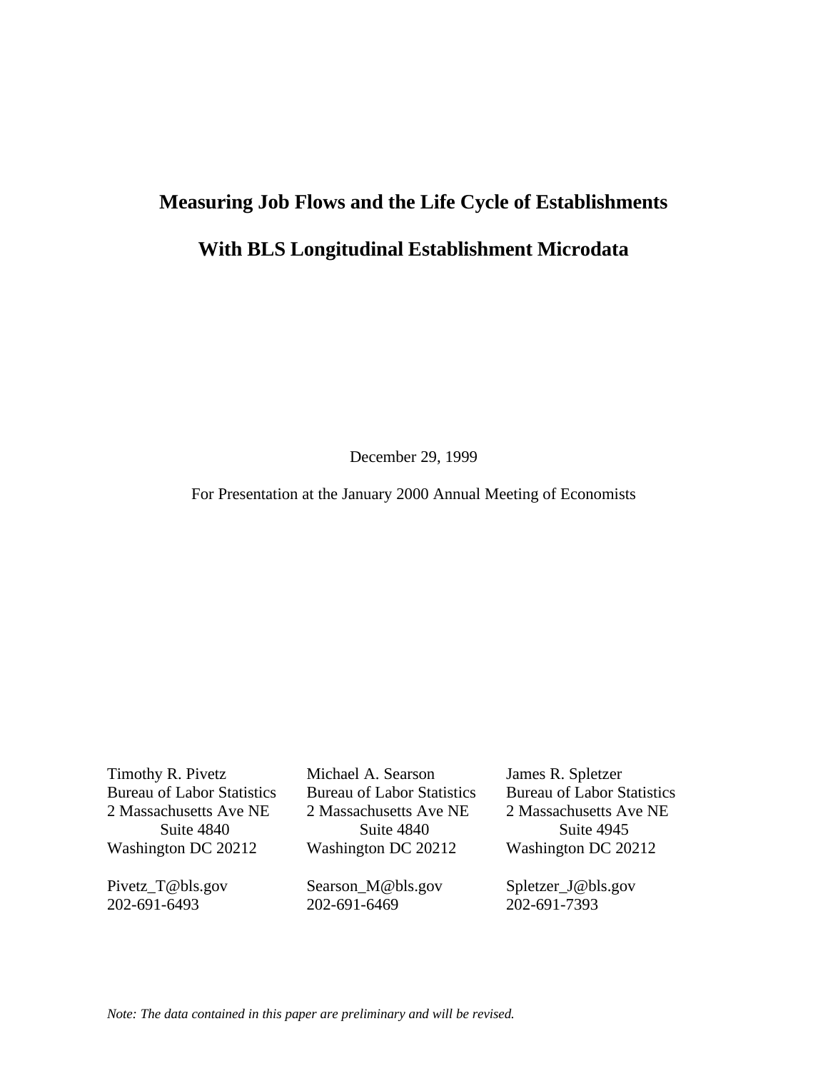# Measuring Job Flows and the Life Cycle of Establishments

# With BLS Longitudinal Establishment Microdata

December 29, 1999

For Presentation at the January 2000 Annual Meeting of Economists

| Timothy R. Pivetz | Michael A. Searson | James R. Spletzer |
|---|---|---|
| Bureau of Labor Statistics | Bureau of Labor Statistics | Bureau of Labor Statistics |
| 2 Massachusetts Ave NE | 2 Massachusetts Ave NE | 2 Massachusetts Ave NE |
| Suite 4840 | Suite 4840 | Suite 4945 |
| Washington DC 20212 | Washington DC 20212 | Washington DC 20212 |
| Pivetz_T@bls.gov | Searson_M@bls.gov | Spletzer_J@bls.gov |
| 202-691-6493 | 202-691-6469 | 202-691-7393 |

*Note: The data contained in this paper are preliminary and will be revised.*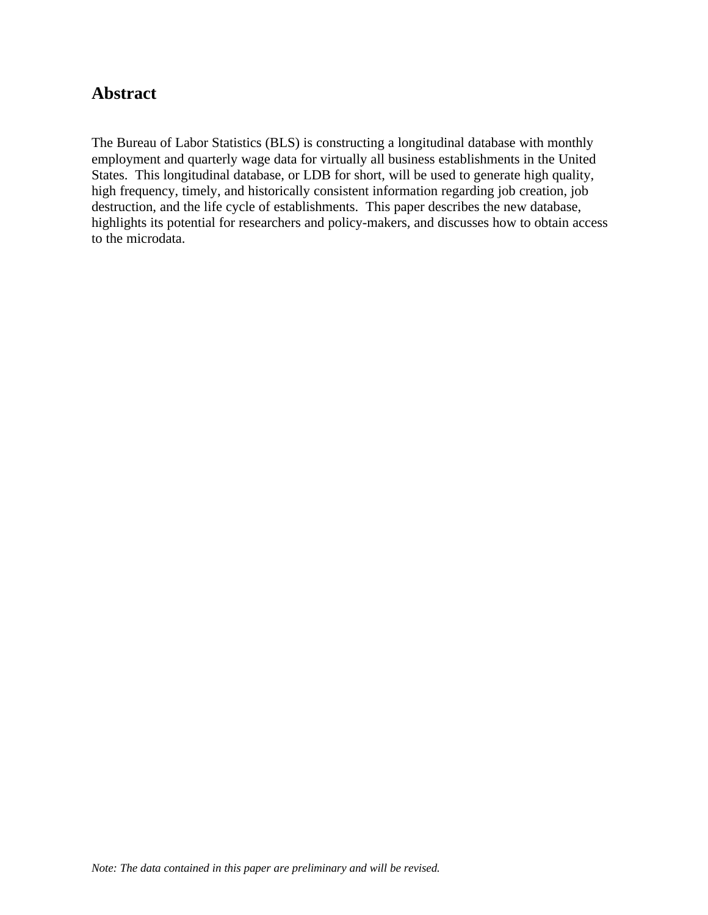## Abstract

The Bureau of Labor Statistics (BLS) is constructing a longitudinal database with monthly employment and quarterly wage data for virtually all business establishments in the United States. This longitudinal database, or LDB for short, will be used to generate high quality, high frequency, timely, and historically consistent information regarding job creation, job destruction, and the life cycle of establishments. This paper describes the new database, highlights its potential for researchers and policy-makers, and discusses how to obtain access to the microdata.

*Note: The data contained in this paper are preliminary and will be revised.*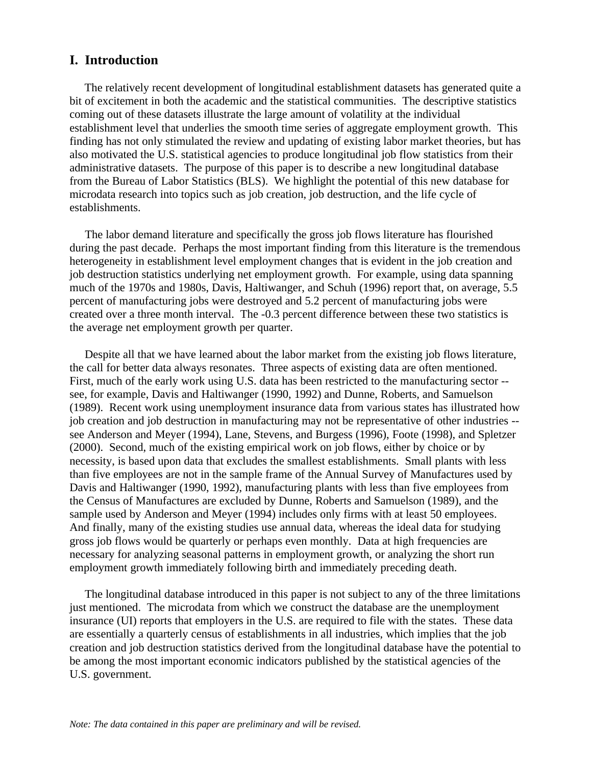## I. Introduction

The relatively recent development of longitudinal establishment datasets has generated quite a bit of excitement in both the academic and the statistical communities. The descriptive statistics coming out of these datasets illustrate the large amount of volatility at the individual establishment level that underlies the smooth time series of aggregate employment growth. This finding has not only stimulated the review and updating of existing labor market theories, but has also motivated the U.S. statistical agencies to produce longitudinal job flow statistics from their administrative datasets. The purpose of this paper is to describe a new longitudinal database from the Bureau of Labor Statistics (BLS). We highlight the potential of this new database for microdata research into topics such as job creation, job destruction, and the life cycle of establishments.

The labor demand literature and specifically the gross job flows literature has flourished during the past decade. Perhaps the most important finding from this literature is the tremendous heterogeneity in establishment level employment changes that is evident in the job creation and job destruction statistics underlying net employment growth. For example, using data spanning much of the 1970s and 1980s, Davis, Haltiwanger, and Schuh (1996) report that, on average, 5.5 percent of manufacturing jobs were destroyed and 5.2 percent of manufacturing jobs were created over a three month interval. The -0.3 percent difference between these two statistics is the average net employment growth per quarter.

Despite all that we have learned about the labor market from the existing job flows literature, the call for better data always resonates. Three aspects of existing data are often mentioned. First, much of the early work using U.S. data has been restricted to the manufacturing sector -- see, for example, Davis and Haltiwanger (1990, 1992) and Dunne, Roberts, and Samuelson (1989). Recent work using unemployment insurance data from various states has illustrated how job creation and job destruction in manufacturing may not be representative of other industries -- see Anderson and Meyer (1994), Lane, Stevens, and Burgess (1996), Foote (1998), and Spletzer (2000). Second, much of the existing empirical work on job flows, either by choice or by necessity, is based upon data that excludes the smallest establishments. Small plants with less than five employees are not in the sample frame of the Annual Survey of Manufactures used by Davis and Haltiwanger (1990, 1992), manufacturing plants with less than five employees from the Census of Manufactures are excluded by Dunne, Roberts and Samuelson (1989), and the sample used by Anderson and Meyer (1994) includes only firms with at least 50 employees. And finally, many of the existing studies use annual data, whereas the ideal data for studying gross job flows would be quarterly or perhaps even monthly. Data at high frequencies are necessary for analyzing seasonal patterns in employment growth, or analyzing the short run employment growth immediately following birth and immediately preceding death.

The longitudinal database introduced in this paper is not subject to any of the three limitations just mentioned. The microdata from which we construct the database are the unemployment insurance (UI) reports that employers in the U.S. are required to file with the states. These data are essentially a quarterly census of establishments in all industries, which implies that the job creation and job destruction statistics derived from the longitudinal database have the potential to be among the most important economic indicators published by the statistical agencies of the U.S. government.

*Note: The data contained in this paper are preliminary and will be revised.*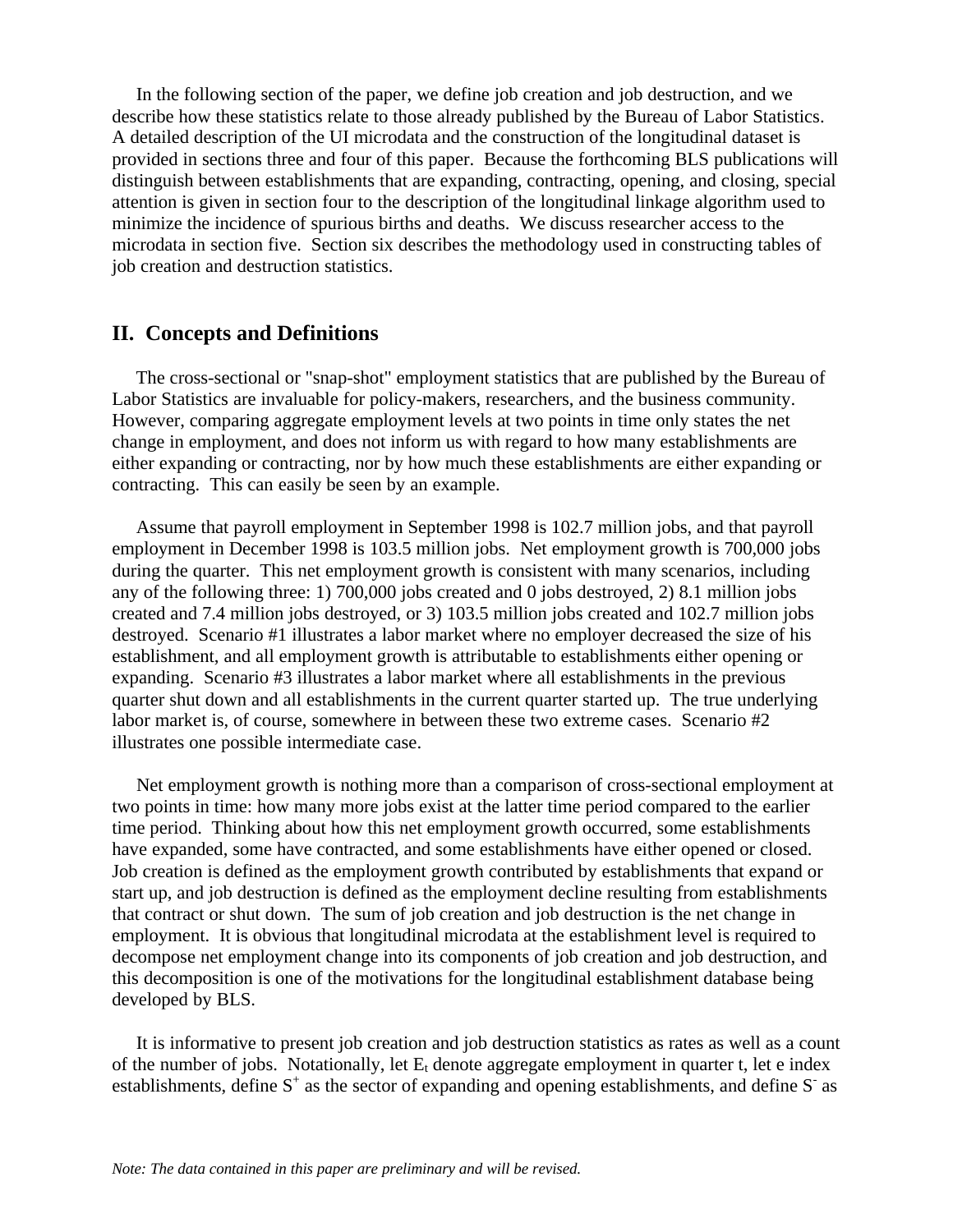In the following section of the paper, we define job creation and job destruction, and we describe how these statistics relate to those already published by the Bureau of Labor Statistics. A detailed description of the UI microdata and the construction of the longitudinal dataset is provided in sections three and four of this paper. Because the forthcoming BLS publications will distinguish between establishments that are expanding, contracting, opening, and closing, special attention is given in section four to the description of the longitudinal linkage algorithm used to minimize the incidence of spurious births and deaths. We discuss researcher access to the microdata in section five. Section six describes the methodology used in constructing tables of job creation and destruction statistics.

## II. Concepts and Definitions

The cross-sectional or "snap-shot" employment statistics that are published by the Bureau of Labor Statistics are invaluable for policy-makers, researchers, and the business community. However, comparing aggregate employment levels at two points in time only states the net change in employment, and does not inform us with regard to how many establishments are either expanding or contracting, nor by how much these establishments are either expanding or contracting. This can easily be seen by an example.

Assume that payroll employment in September 1998 is 102.7 million jobs, and that payroll employment in December 1998 is 103.5 million jobs. Net employment growth is 700,000 jobs during the quarter. This net employment growth is consistent with many scenarios, including any of the following three: 1) 700,000 jobs created and 0 jobs destroyed, 2) 8.1 million jobs created and 7.4 million jobs destroyed, or 3) 103.5 million jobs created and 102.7 million jobs destroyed. Scenario #1 illustrates a labor market where no employer decreased the size of his establishment, and all employment growth is attributable to establishments either opening or expanding. Scenario #3 illustrates a labor market where all establishments in the previous quarter shut down and all establishments in the current quarter started up. The true underlying labor market is, of course, somewhere in between these two extreme cases. Scenario #2 illustrates one possible intermediate case.

Net employment growth is nothing more than a comparison of cross-sectional employment at two points in time: how many more jobs exist at the latter time period compared to the earlier time period. Thinking about how this net employment growth occurred, some establishments have expanded, some have contracted, and some establishments have either opened or closed. Job creation is defined as the employment growth contributed by establishments that expand or start up, and job destruction is defined as the employment decline resulting from establishments that contract or shut down. The sum of job creation and job destruction is the net change in employment. It is obvious that longitudinal microdata at the establishment level is required to decompose net employment change into its components of job creation and job destruction, and this decomposition is one of the motivations for the longitudinal establishment database being developed by BLS.

It is informative to present job creation and job destruction statistics as rates as well as a count of the number of jobs. Notationally, let $E_t$ denote aggregate employment in quarter t, let e index establishments, define $S^+$ as the sector of expanding and opening establishments, and define $S^-$ as

*Note: The data contained in this paper are preliminary and will be revised.*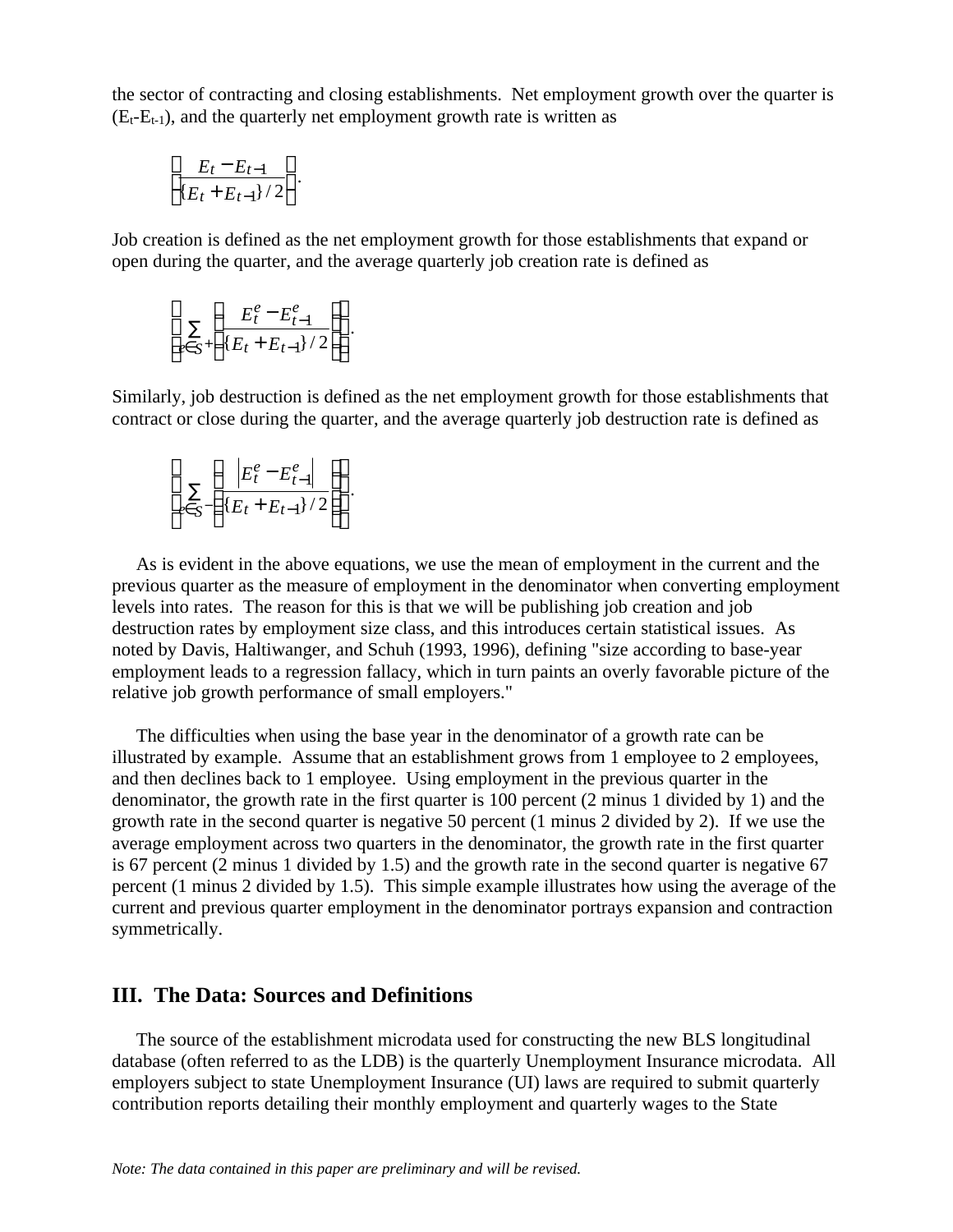the sector of contracting and closing establishments. Net employment growth over the quarter is ($E_t$-$E_{t-1}$), and the quarterly net employment growth rate is written as

$$\left(\frac{E_t - E_{t-1}}{\{E_t + E_{t-1}\}/2}\right).$$

Job creation is defined as the net employment growth for those establishments that expand or open during the quarter, and the average quarterly job creation rate is defined as

$$\left(\sum_{e \in S^+}\left(\frac{E_t^e - E_{t-1}^e}{\{E_t + E_{t-1}\}/2}\right)\right).$$

Similarly, job destruction is defined as the net employment growth for those establishments that contract or close during the quarter, and the average quarterly job destruction rate is defined as

$$\left(\sum_{e \in S^-}\left(\frac{\left|E_t^e - E_{t-1}^e\right|}{\{E_t + E_{t-1}\}/2}\right)\right).$$

As is evident in the above equations, we use the mean of employment in the current and the previous quarter as the measure of employment in the denominator when converting employment levels into rates. The reason for this is that we will be publishing job creation and job destruction rates by employment size class, and this introduces certain statistical issues. As noted by Davis, Haltiwanger, and Schuh (1993, 1996), defining "size according to base-year employment leads to a regression fallacy, which in turn paints an overly favorable picture of the relative job growth performance of small employers."

The difficulties when using the base year in the denominator of a growth rate can be illustrated by example. Assume that an establishment grows from 1 employee to 2 employees, and then declines back to 1 employee. Using employment in the previous quarter in the denominator, the growth rate in the first quarter is 100 percent (2 minus 1 divided by 1) and the growth rate in the second quarter is negative 50 percent (1 minus 2 divided by 2). If we use the average employment across two quarters in the denominator, the growth rate in the first quarter is 67 percent (2 minus 1 divided by 1.5) and the growth rate in the second quarter is negative 67 percent (1 minus 2 divided by 1.5). This simple example illustrates how using the average of the current and previous quarter employment in the denominator portrays expansion and contraction symmetrically.

## III. The Data: Sources and Definitions

The source of the establishment microdata used for constructing the new BLS longitudinal database (often referred to as the LDB) is the quarterly Unemployment Insurance microdata. All employers subject to state Unemployment Insurance (UI) laws are required to submit quarterly contribution reports detailing their monthly employment and quarterly wages to the State

*Note: The data contained in this paper are preliminary and will be revised.*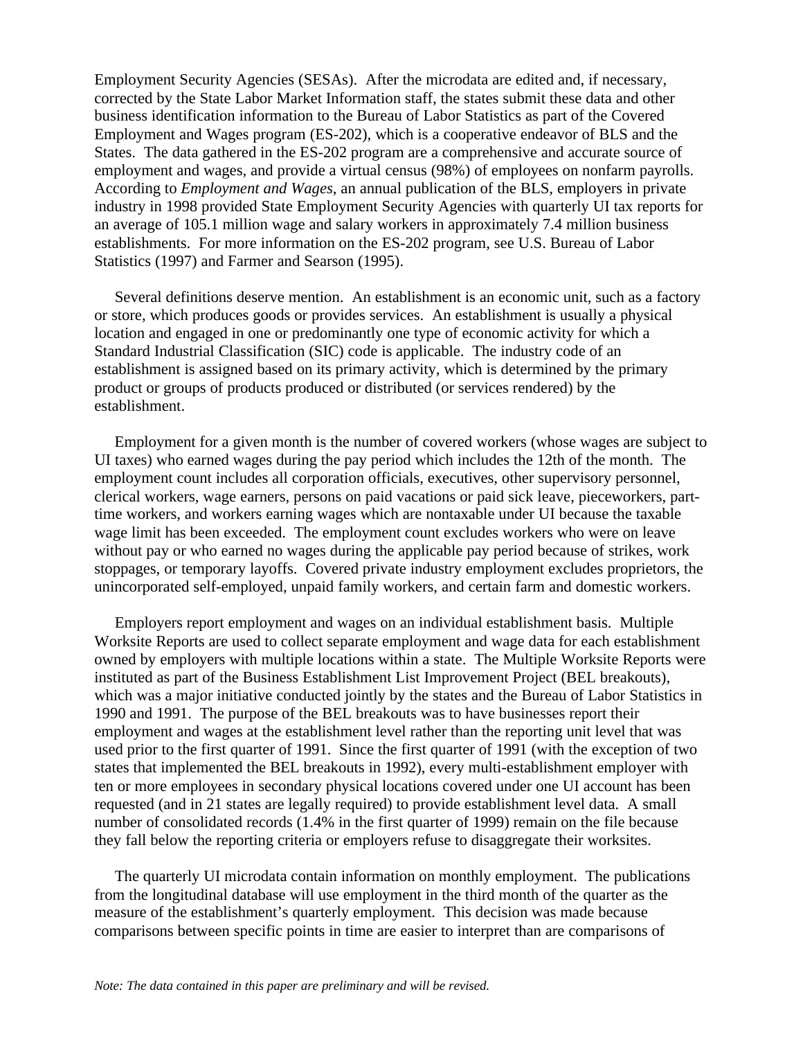Employment Security Agencies (SESAs). After the microdata are edited and, if necessary, corrected by the State Labor Market Information staff, the states submit these data and other business identification information to the Bureau of Labor Statistics as part of the Covered Employment and Wages program (ES-202), which is a cooperative endeavor of BLS and the States. The data gathered in the ES-202 program are a comprehensive and accurate source of employment and wages, and provide a virtual census (98%) of employees on nonfarm payrolls. According to *Employment and Wages*, an annual publication of the BLS, employers in private industry in 1998 provided State Employment Security Agencies with quarterly UI tax reports for an average of 105.1 million wage and salary workers in approximately 7.4 million business establishments. For more information on the ES-202 program, see U.S. Bureau of Labor Statistics (1997) and Farmer and Searson (1995).

Several definitions deserve mention. An establishment is an economic unit, such as a factory or store, which produces goods or provides services. An establishment is usually a physical location and engaged in one or predominantly one type of economic activity for which a Standard Industrial Classification (SIC) code is applicable. The industry code of an establishment is assigned based on its primary activity, which is determined by the primary product or groups of products produced or distributed (or services rendered) by the establishment.

Employment for a given month is the number of covered workers (whose wages are subject to UI taxes) who earned wages during the pay period which includes the 12th of the month. The employment count includes all corporation officials, executives, other supervisory personnel, clerical workers, wage earners, persons on paid vacations or paid sick leave, pieceworkers, part-time workers, and workers earning wages which are nontaxable under UI because the taxable wage limit has been exceeded. The employment count excludes workers who were on leave without pay or who earned no wages during the applicable pay period because of strikes, work stoppages, or temporary layoffs. Covered private industry employment excludes proprietors, the unincorporated self-employed, unpaid family workers, and certain farm and domestic workers.

Employers report employment and wages on an individual establishment basis. Multiple Worksite Reports are used to collect separate employment and wage data for each establishment owned by employers with multiple locations within a state. The Multiple Worksite Reports were instituted as part of the Business Establishment List Improvement Project (BEL breakouts), which was a major initiative conducted jointly by the states and the Bureau of Labor Statistics in 1990 and 1991. The purpose of the BEL breakouts was to have businesses report their employment and wages at the establishment level rather than the reporting unit level that was used prior to the first quarter of 1991. Since the first quarter of 1991 (with the exception of two states that implemented the BEL breakouts in 1992), every multi-establishment employer with ten or more employees in secondary physical locations covered under one UI account has been requested (and in 21 states are legally required) to provide establishment level data. A small number of consolidated records (1.4% in the first quarter of 1999) remain on the file because they fall below the reporting criteria or employers refuse to disaggregate their worksites.

The quarterly UI microdata contain information on monthly employment. The publications from the longitudinal database will use employment in the third month of the quarter as the measure of the establishment's quarterly employment. This decision was made because comparisons between specific points in time are easier to interpret than are comparisons of

*Note: The data contained in this paper are preliminary and will be revised.*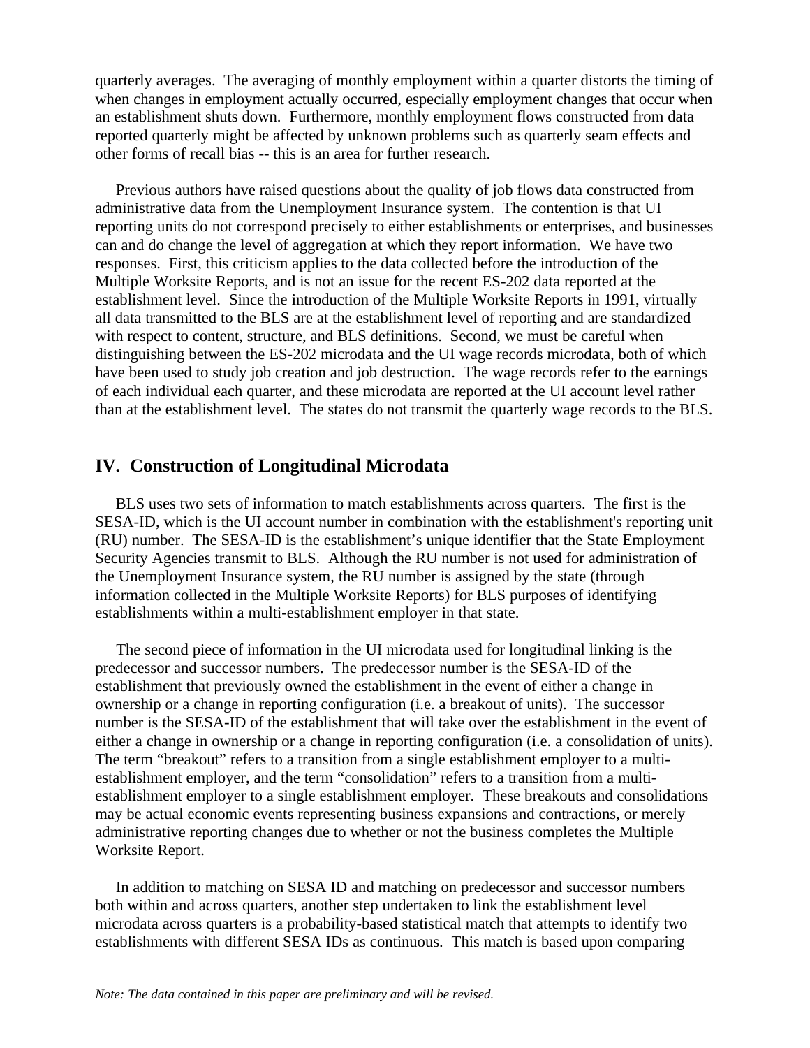quarterly averages. The averaging of monthly employment within a quarter distorts the timing of when changes in employment actually occurred, especially employment changes that occur when an establishment shuts down. Furthermore, monthly employment flows constructed from data reported quarterly might be affected by unknown problems such as quarterly seam effects and other forms of recall bias -- this is an area for further research.

Previous authors have raised questions about the quality of job flows data constructed from administrative data from the Unemployment Insurance system. The contention is that UI reporting units do not correspond precisely to either establishments or enterprises, and businesses can and do change the level of aggregation at which they report information. We have two responses. First, this criticism applies to the data collected before the introduction of the Multiple Worksite Reports, and is not an issue for the recent ES-202 data reported at the establishment level. Since the introduction of the Multiple Worksite Reports in 1991, virtually all data transmitted to the BLS are at the establishment level of reporting and are standardized with respect to content, structure, and BLS definitions. Second, we must be careful when distinguishing between the ES-202 microdata and the UI wage records microdata, both of which have been used to study job creation and job destruction. The wage records refer to the earnings of each individual each quarter, and these microdata are reported at the UI account level rather than at the establishment level. The states do not transmit the quarterly wage records to the BLS.

## IV. Construction of Longitudinal Microdata

BLS uses two sets of information to match establishments across quarters. The first is the SESA-ID, which is the UI account number in combination with the establishment's reporting unit (RU) number. The SESA-ID is the establishment's unique identifier that the State Employment Security Agencies transmit to BLS. Although the RU number is not used for administration of the Unemployment Insurance system, the RU number is assigned by the state (through information collected in the Multiple Worksite Reports) for BLS purposes of identifying establishments within a multi-establishment employer in that state.

The second piece of information in the UI microdata used for longitudinal linking is the predecessor and successor numbers. The predecessor number is the SESA-ID of the establishment that previously owned the establishment in the event of either a change in ownership or a change in reporting configuration (i.e. a breakout of units). The successor number is the SESA-ID of the establishment that will take over the establishment in the event of either a change in ownership or a change in reporting configuration (i.e. a consolidation of units). The term "breakout" refers to a transition from a single establishment employer to a multi-establishment employer, and the term "consolidation" refers to a transition from a multi-establishment employer to a single establishment employer. These breakouts and consolidations may be actual economic events representing business expansions and contractions, or merely administrative reporting changes due to whether or not the business completes the Multiple Worksite Report.

In addition to matching on SESA ID and matching on predecessor and successor numbers both within and across quarters, another step undertaken to link the establishment level microdata across quarters is a probability-based statistical match that attempts to identify two establishments with different SESA IDs as continuous. This match is based upon comparing

*Note: The data contained in this paper are preliminary and will be revised.*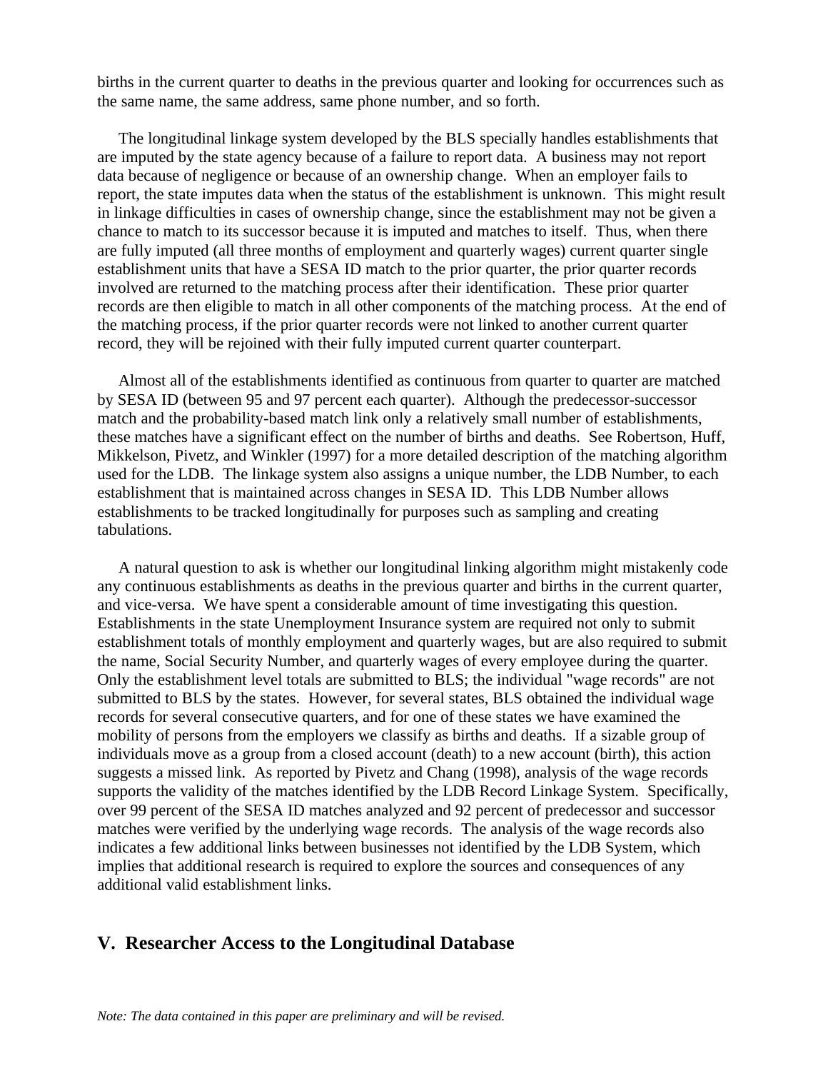births in the current quarter to deaths in the previous quarter and looking for occurrences such as the same name, the same address, same phone number, and so forth.

The longitudinal linkage system developed by the BLS specially handles establishments that are imputed by the state agency because of a failure to report data. A business may not report data because of negligence or because of an ownership change. When an employer fails to report, the state imputes data when the status of the establishment is unknown. This might result in linkage difficulties in cases of ownership change, since the establishment may not be given a chance to match to its successor because it is imputed and matches to itself. Thus, when there are fully imputed (all three months of employment and quarterly wages) current quarter single establishment units that have a SESA ID match to the prior quarter, the prior quarter records involved are returned to the matching process after their identification. These prior quarter records are then eligible to match in all other components of the matching process. At the end of the matching process, if the prior quarter records were not linked to another current quarter record, they will be rejoined with their fully imputed current quarter counterpart.

Almost all of the establishments identified as continuous from quarter to quarter are matched by SESA ID (between 95 and 97 percent each quarter). Although the predecessor-successor match and the probability-based match link only a relatively small number of establishments, these matches have a significant effect on the number of births and deaths. See Robertson, Huff, Mikkelson, Pivetz, and Winkler (1997) for a more detailed description of the matching algorithm used for the LDB. The linkage system also assigns a unique number, the LDB Number, to each establishment that is maintained across changes in SESA ID. This LDB Number allows establishments to be tracked longitudinally for purposes such as sampling and creating tabulations.

A natural question to ask is whether our longitudinal linking algorithm might mistakenly code any continuous establishments as deaths in the previous quarter and births in the current quarter, and vice-versa. We have spent a considerable amount of time investigating this question. Establishments in the state Unemployment Insurance system are required not only to submit establishment totals of monthly employment and quarterly wages, but are also required to submit the name, Social Security Number, and quarterly wages of every employee during the quarter. Only the establishment level totals are submitted to BLS; the individual "wage records" are not submitted to BLS by the states. However, for several states, BLS obtained the individual wage records for several consecutive quarters, and for one of these states we have examined the mobility of persons from the employers we classify as births and deaths. If a sizable group of individuals move as a group from a closed account (death) to a new account (birth), this action suggests a missed link. As reported by Pivetz and Chang (1998), analysis of the wage records supports the validity of the matches identified by the LDB Record Linkage System. Specifically, over 99 percent of the SESA ID matches analyzed and 92 percent of predecessor and successor matches were verified by the underlying wage records. The analysis of the wage records also indicates a few additional links between businesses not identified by the LDB System, which implies that additional research is required to explore the sources and consequences of any additional valid establishment links.

## V. Researcher Access to the Longitudinal Database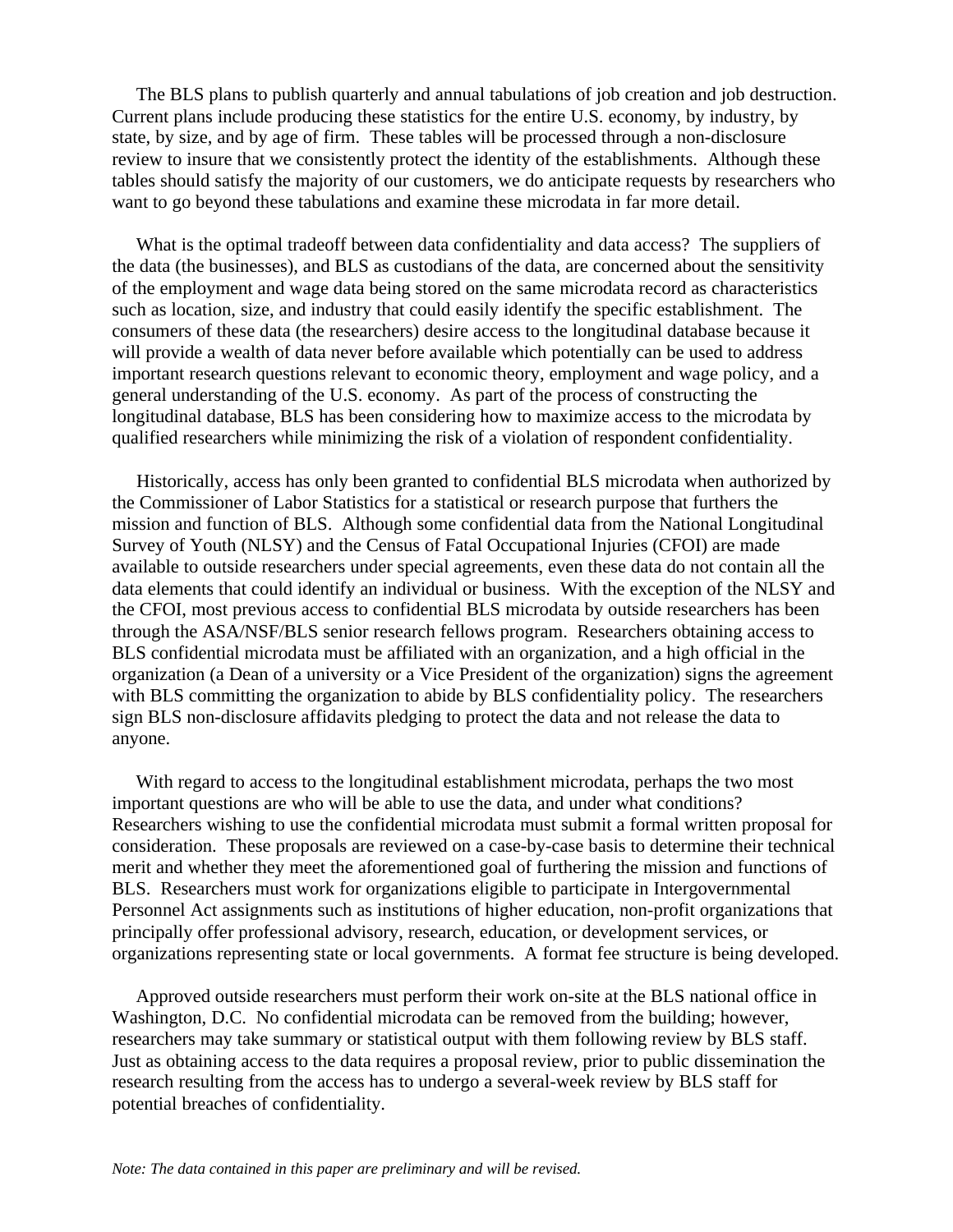The BLS plans to publish quarterly and annual tabulations of job creation and job destruction. Current plans include producing these statistics for the entire U.S. economy, by industry, by state, by size, and by age of firm. These tables will be processed through a non-disclosure review to insure that we consistently protect the identity of the establishments. Although these tables should satisfy the majority of our customers, we do anticipate requests by researchers who want to go beyond these tabulations and examine these microdata in far more detail.

What is the optimal tradeoff between data confidentiality and data access? The suppliers of the data (the businesses), and BLS as custodians of the data, are concerned about the sensitivity of the employment and wage data being stored on the same microdata record as characteristics such as location, size, and industry that could easily identify the specific establishment. The consumers of these data (the researchers) desire access to the longitudinal database because it will provide a wealth of data never before available which potentially can be used to address important research questions relevant to economic theory, employment and wage policy, and a general understanding of the U.S. economy. As part of the process of constructing the longitudinal database, BLS has been considering how to maximize access to the microdata by qualified researchers while minimizing the risk of a violation of respondent confidentiality.

Historically, access has only been granted to confidential BLS microdata when authorized by the Commissioner of Labor Statistics for a statistical or research purpose that furthers the mission and function of BLS. Although some confidential data from the National Longitudinal Survey of Youth (NLSY) and the Census of Fatal Occupational Injuries (CFOI) are made available to outside researchers under special agreements, even these data do not contain all the data elements that could identify an individual or business. With the exception of the NLSY and the CFOI, most previous access to confidential BLS microdata by outside researchers has been through the ASA/NSF/BLS senior research fellows program. Researchers obtaining access to BLS confidential microdata must be affiliated with an organization, and a high official in the organization (a Dean of a university or a Vice President of the organization) signs the agreement with BLS committing the organization to abide by BLS confidentiality policy. The researchers sign BLS non-disclosure affidavits pledging to protect the data and not release the data to anyone.

With regard to access to the longitudinal establishment microdata, perhaps the two most important questions are who will be able to use the data, and under what conditions? Researchers wishing to use the confidential microdata must submit a formal written proposal for consideration. These proposals are reviewed on a case-by-case basis to determine their technical merit and whether they meet the aforementioned goal of furthering the mission and functions of BLS. Researchers must work for organizations eligible to participate in Intergovernmental Personnel Act assignments such as institutions of higher education, non-profit organizations that principally offer professional advisory, research, education, or development services, or organizations representing state or local governments. A format fee structure is being developed.

Approved outside researchers must perform their work on-site at the BLS national office in Washington, D.C. No confidential microdata can be removed from the building; however, researchers may take summary or statistical output with them following review by BLS staff. Just as obtaining access to the data requires a proposal review, prior to public dissemination the research resulting from the access has to undergo a several-week review by BLS staff for potential breaches of confidentiality.

*Note: The data contained in this paper are preliminary and will be revised.*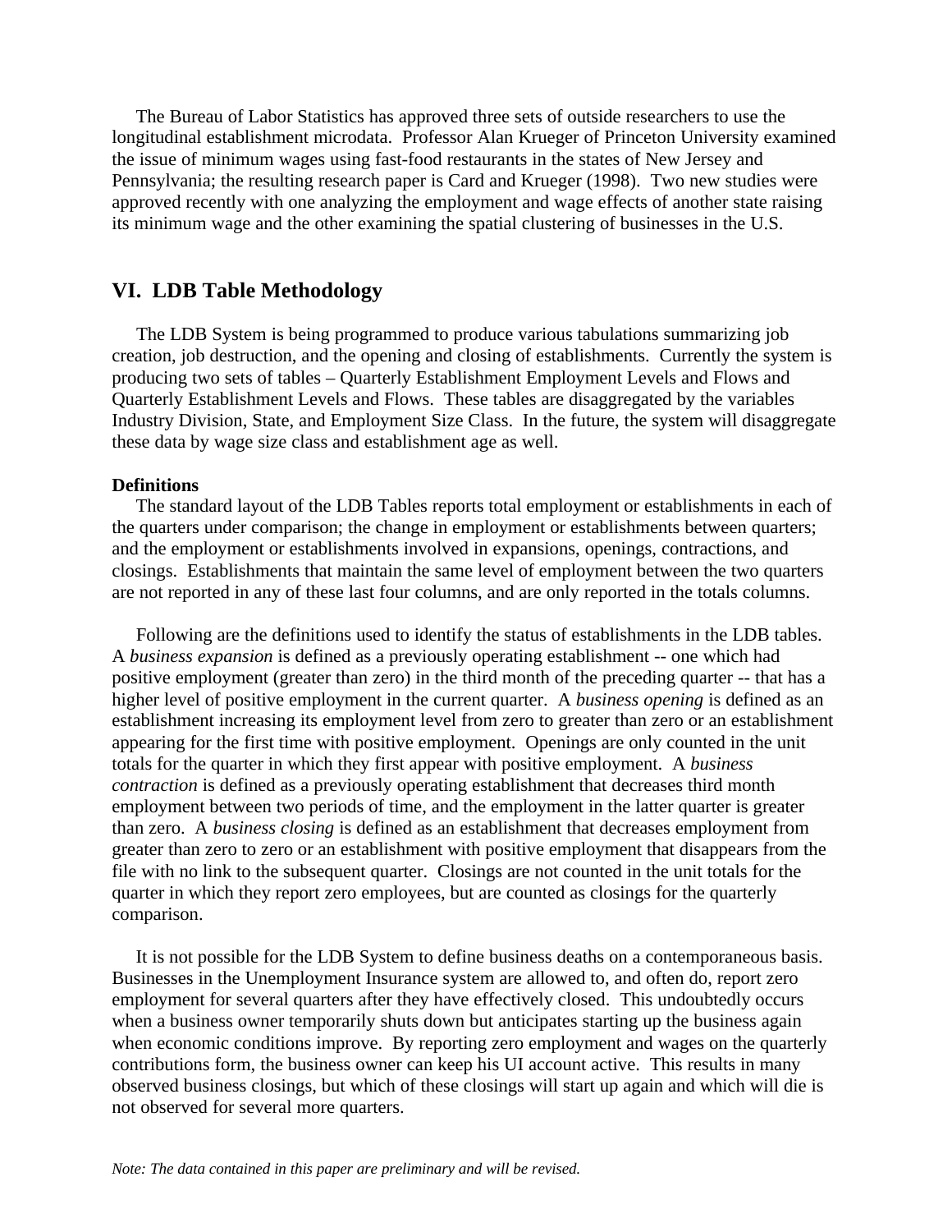The Bureau of Labor Statistics has approved three sets of outside researchers to use the longitudinal establishment microdata. Professor Alan Krueger of Princeton University examined the issue of minimum wages using fast-food restaurants in the states of New Jersey and Pennsylvania; the resulting research paper is Card and Krueger (1998). Two new studies were approved recently with one analyzing the employment and wage effects of another state raising its minimum wage and the other examining the spatial clustering of businesses in the U.S.

## VI. LDB Table Methodology

The LDB System is being programmed to produce various tabulations summarizing job creation, job destruction, and the opening and closing of establishments. Currently the system is producing two sets of tables – Quarterly Establishment Employment Levels and Flows and Quarterly Establishment Levels and Flows. These tables are disaggregated by the variables Industry Division, State, and Employment Size Class. In the future, the system will disaggregate these data by wage size class and establishment age as well.

**Definitions**

The standard layout of the LDB Tables reports total employment or establishments in each of the quarters under comparison; the change in employment or establishments between quarters; and the employment or establishments involved in expansions, openings, contractions, and closings. Establishments that maintain the same level of employment between the two quarters are not reported in any of these last four columns, and are only reported in the totals columns.

Following are the definitions used to identify the status of establishments in the LDB tables. A *business expansion* is defined as a previously operating establishment -- one which had positive employment (greater than zero) in the third month of the preceding quarter -- that has a higher level of positive employment in the current quarter. A *business opening* is defined as an establishment increasing its employment level from zero to greater than zero or an establishment appearing for the first time with positive employment. Openings are only counted in the unit totals for the quarter in which they first appear with positive employment. A *business contraction* is defined as a previously operating establishment that decreases third month employment between two periods of time, and the employment in the latter quarter is greater than zero. A *business closing* is defined as an establishment that decreases employment from greater than zero to zero or an establishment with positive employment that disappears from the file with no link to the subsequent quarter. Closings are not counted in the unit totals for the quarter in which they report zero employees, but are counted as closings for the quarterly comparison.

It is not possible for the LDB System to define business deaths on a contemporaneous basis. Businesses in the Unemployment Insurance system are allowed to, and often do, report zero employment for several quarters after they have effectively closed. This undoubtedly occurs when a business owner temporarily shuts down but anticipates starting up the business again when economic conditions improve. By reporting zero employment and wages on the quarterly contributions form, the business owner can keep his UI account active. This results in many observed business closings, but which of these closings will start up again and which will die is not observed for several more quarters.

*Note: The data contained in this paper are preliminary and will be revised.*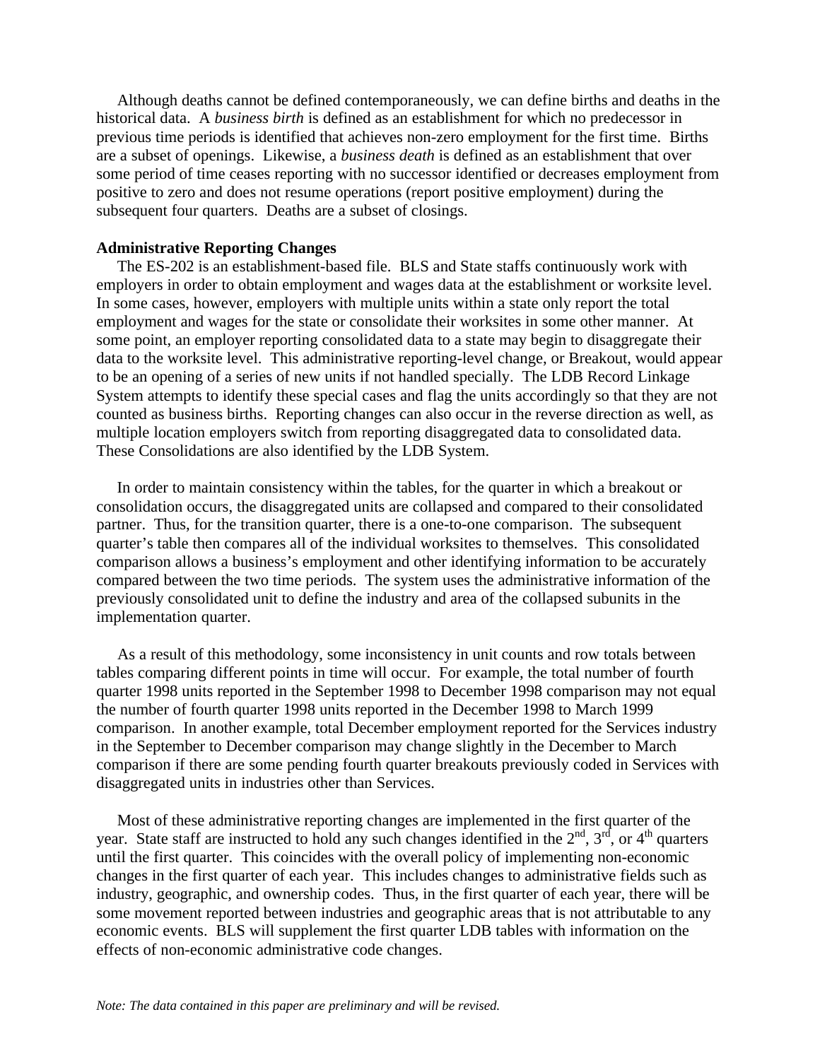Although deaths cannot be defined contemporaneously, we can define births and deaths in the historical data. A *business birth* is defined as an establishment for which no predecessor in previous time periods is identified that achieves non-zero employment for the first time. Births are a subset of openings. Likewise, a *business death* is defined as an establishment that over some period of time ceases reporting with no successor identified or decreases employment from positive to zero and does not resume operations (report positive employment) during the subsequent four quarters. Deaths are a subset of closings.

**Administrative Reporting Changes**

The ES-202 is an establishment-based file. BLS and State staffs continuously work with employers in order to obtain employment and wages data at the establishment or worksite level. In some cases, however, employers with multiple units within a state only report the total employment and wages for the state or consolidate their worksites in some other manner. At some point, an employer reporting consolidated data to a state may begin to disaggregate their data to the worksite level. This administrative reporting-level change, or Breakout, would appear to be an opening of a series of new units if not handled specially. The LDB Record Linkage System attempts to identify these special cases and flag the units accordingly so that they are not counted as business births. Reporting changes can also occur in the reverse direction as well, as multiple location employers switch from reporting disaggregated data to consolidated data. These Consolidations are also identified by the LDB System.

In order to maintain consistency within the tables, for the quarter in which a breakout or consolidation occurs, the disaggregated units are collapsed and compared to their consolidated partner. Thus, for the transition quarter, there is a one-to-one comparison. The subsequent quarter's table then compares all of the individual worksites to themselves. This consolidated comparison allows a business's employment and other identifying information to be accurately compared between the two time periods. The system uses the administrative information of the previously consolidated unit to define the industry and area of the collapsed subunits in the implementation quarter.

As a result of this methodology, some inconsistency in unit counts and row totals between tables comparing different points in time will occur. For example, the total number of fourth quarter 1998 units reported in the September 1998 to December 1998 comparison may not equal the number of fourth quarter 1998 units reported in the December 1998 to March 1999 comparison. In another example, total December employment reported for the Services industry in the September to December comparison may change slightly in the December to March comparison if there are some pending fourth quarter breakouts previously coded in Services with disaggregated units in industries other than Services.

Most of these administrative reporting changes are implemented in the first quarter of the year. State staff are instructed to hold any such changes identified in the 2nd, 3rd, or 4th quarters until the first quarter. This coincides with the overall policy of implementing non-economic changes in the first quarter of each year. This includes changes to administrative fields such as industry, geographic, and ownership codes. Thus, in the first quarter of each year, there will be some movement reported between industries and geographic areas that is not attributable to any economic events. BLS will supplement the first quarter LDB tables with information on the effects of non-economic administrative code changes.

*Note: The data contained in this paper are preliminary and will be revised.*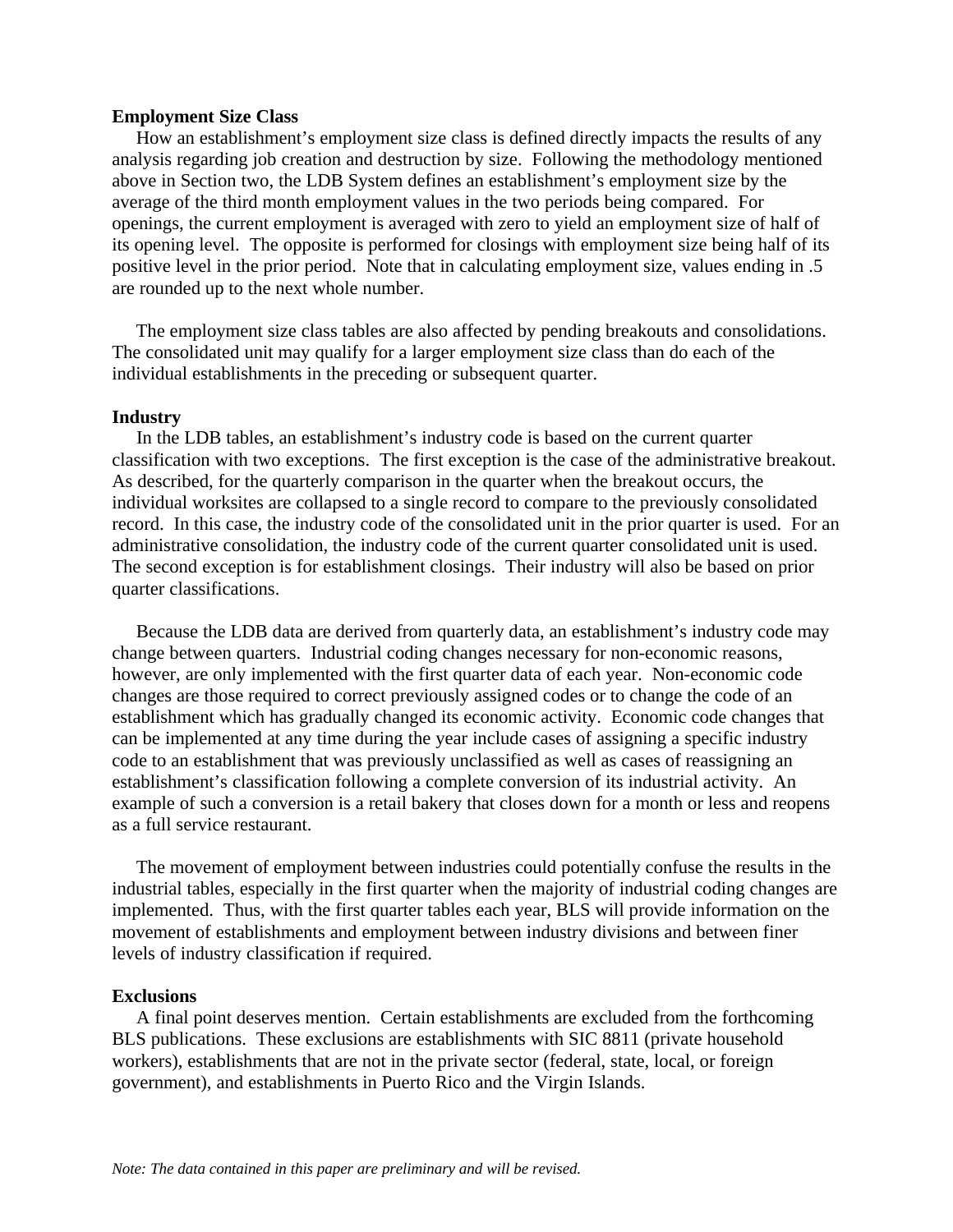**Employment Size Class**

How an establishment's employment size class is defined directly impacts the results of any analysis regarding job creation and destruction by size. Following the methodology mentioned above in Section two, the LDB System defines an establishment's employment size by the average of the third month employment values in the two periods being compared. For openings, the current employment is averaged with zero to yield an employment size of half of its opening level. The opposite is performed for closings with employment size being half of its positive level in the prior period. Note that in calculating employment size, values ending in .5 are rounded up to the next whole number.

The employment size class tables are also affected by pending breakouts and consolidations. The consolidated unit may qualify for a larger employment size class than do each of the individual establishments in the preceding or subsequent quarter.

**Industry**

In the LDB tables, an establishment's industry code is based on the current quarter classification with two exceptions. The first exception is the case of the administrative breakout. As described, for the quarterly comparison in the quarter when the breakout occurs, the individual worksites are collapsed to a single record to compare to the previously consolidated record. In this case, the industry code of the consolidated unit in the prior quarter is used. For an administrative consolidation, the industry code of the current quarter consolidated unit is used. The second exception is for establishment closings. Their industry will also be based on prior quarter classifications.

Because the LDB data are derived from quarterly data, an establishment's industry code may change between quarters. Industrial coding changes necessary for non-economic reasons, however, are only implemented with the first quarter data of each year. Non-economic code changes are those required to correct previously assigned codes or to change the code of an establishment which has gradually changed its economic activity. Economic code changes that can be implemented at any time during the year include cases of assigning a specific industry code to an establishment that was previously unclassified as well as cases of reassigning an establishment's classification following a complete conversion of its industrial activity. An example of such a conversion is a retail bakery that closes down for a month or less and reopens as a full service restaurant.

The movement of employment between industries could potentially confuse the results in the industrial tables, especially in the first quarter when the majority of industrial coding changes are implemented. Thus, with the first quarter tables each year, BLS will provide information on the movement of establishments and employment between industry divisions and between finer levels of industry classification if required.

**Exclusions**

A final point deserves mention. Certain establishments are excluded from the forthcoming BLS publications. These exclusions are establishments with SIC 8811 (private household workers), establishments that are not in the private sector (federal, state, local, or foreign government), and establishments in Puerto Rico and the Virgin Islands.

*Note: The data contained in this paper are preliminary and will be revised.*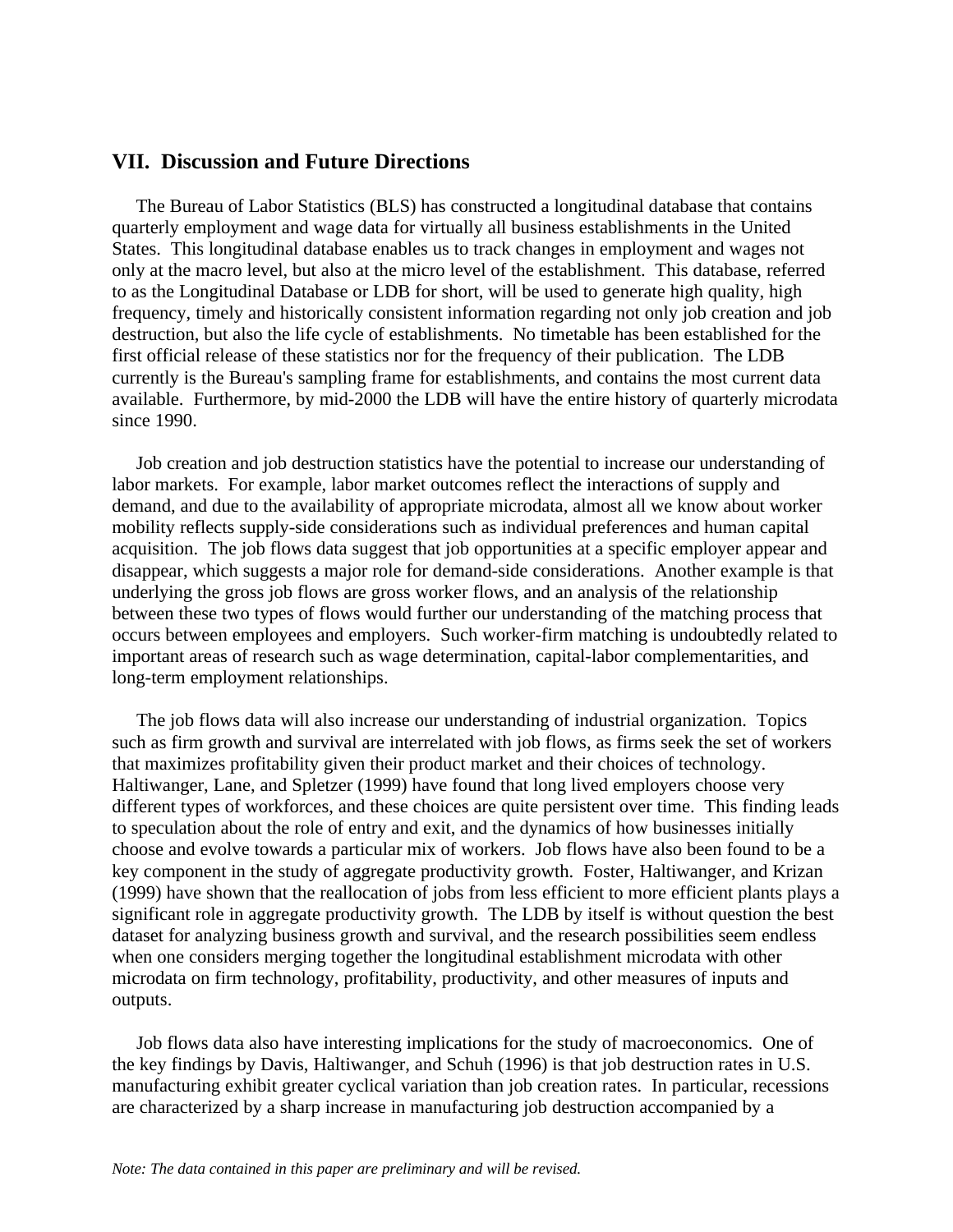## VII. Discussion and Future Directions

The Bureau of Labor Statistics (BLS) has constructed a longitudinal database that contains quarterly employment and wage data for virtually all business establishments in the United States. This longitudinal database enables us to track changes in employment and wages not only at the macro level, but also at the micro level of the establishment. This database, referred to as the Longitudinal Database or LDB for short, will be used to generate high quality, high frequency, timely and historically consistent information regarding not only job creation and job destruction, but also the life cycle of establishments. No timetable has been established for the first official release of these statistics nor for the frequency of their publication. The LDB currently is the Bureau's sampling frame for establishments, and contains the most current data available. Furthermore, by mid-2000 the LDB will have the entire history of quarterly microdata since 1990.

Job creation and job destruction statistics have the potential to increase our understanding of labor markets. For example, labor market outcomes reflect the interactions of supply and demand, and due to the availability of appropriate microdata, almost all we know about worker mobility reflects supply-side considerations such as individual preferences and human capital acquisition. The job flows data suggest that job opportunities at a specific employer appear and disappear, which suggests a major role for demand-side considerations. Another example is that underlying the gross job flows are gross worker flows, and an analysis of the relationship between these two types of flows would further our understanding of the matching process that occurs between employees and employers. Such worker-firm matching is undoubtedly related to important areas of research such as wage determination, capital-labor complementarities, and long-term employment relationships.

The job flows data will also increase our understanding of industrial organization. Topics such as firm growth and survival are interrelated with job flows, as firms seek the set of workers that maximizes profitability given their product market and their choices of technology. Haltiwanger, Lane, and Spletzer (1999) have found that long lived employers choose very different types of workforces, and these choices are quite persistent over time. This finding leads to speculation about the role of entry and exit, and the dynamics of how businesses initially choose and evolve towards a particular mix of workers. Job flows have also been found to be a key component in the study of aggregate productivity growth. Foster, Haltiwanger, and Krizan (1999) have shown that the reallocation of jobs from less efficient to more efficient plants plays a significant role in aggregate productivity growth. The LDB by itself is without question the best dataset for analyzing business growth and survival, and the research possibilities seem endless when one considers merging together the longitudinal establishment microdata with other microdata on firm technology, profitability, productivity, and other measures of inputs and outputs.

Job flows data also have interesting implications for the study of macroeconomics. One of the key findings by Davis, Haltiwanger, and Schuh (1996) is that job destruction rates in U.S. manufacturing exhibit greater cyclical variation than job creation rates. In particular, recessions are characterized by a sharp increase in manufacturing job destruction accompanied by a

*Note: The data contained in this paper are preliminary and will be revised.*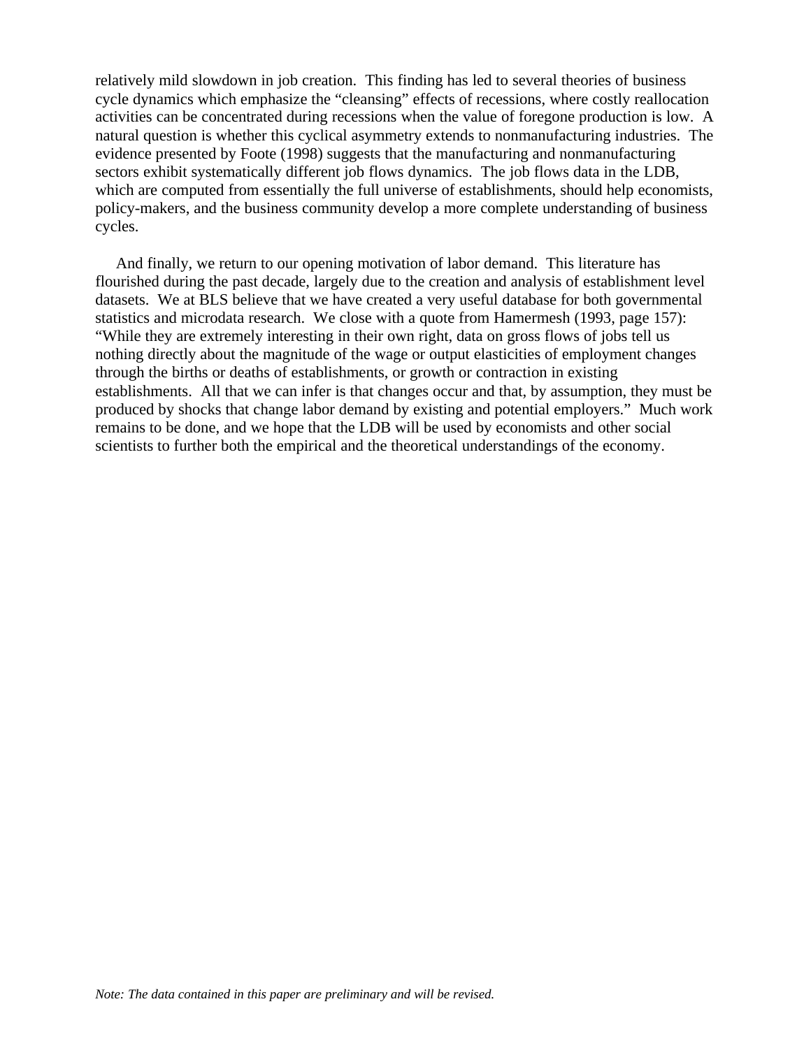relatively mild slowdown in job creation. This finding has led to several theories of business cycle dynamics which emphasize the "cleansing" effects of recessions, where costly reallocation activities can be concentrated during recessions when the value of foregone production is low. A natural question is whether this cyclical asymmetry extends to nonmanufacturing industries. The evidence presented by Foote (1998) suggests that the manufacturing and nonmanufacturing sectors exhibit systematically different job flows dynamics. The job flows data in the LDB, which are computed from essentially the full universe of establishments, should help economists, policy-makers, and the business community develop a more complete understanding of business cycles.

And finally, we return to our opening motivation of labor demand. This literature has flourished during the past decade, largely due to the creation and analysis of establishment level datasets. We at BLS believe that we have created a very useful database for both governmental statistics and microdata research. We close with a quote from Hamermesh (1993, page 157): "While they are extremely interesting in their own right, data on gross flows of jobs tell us nothing directly about the magnitude of the wage or output elasticities of employment changes through the births or deaths of establishments, or growth or contraction in existing establishments. All that we can infer is that changes occur and that, by assumption, they must be produced by shocks that change labor demand by existing and potential employers." Much work remains to be done, and we hope that the LDB will be used by economists and other social scientists to further both the empirical and the theoretical understandings of the economy.

*Note: The data contained in this paper are preliminary and will be revised.*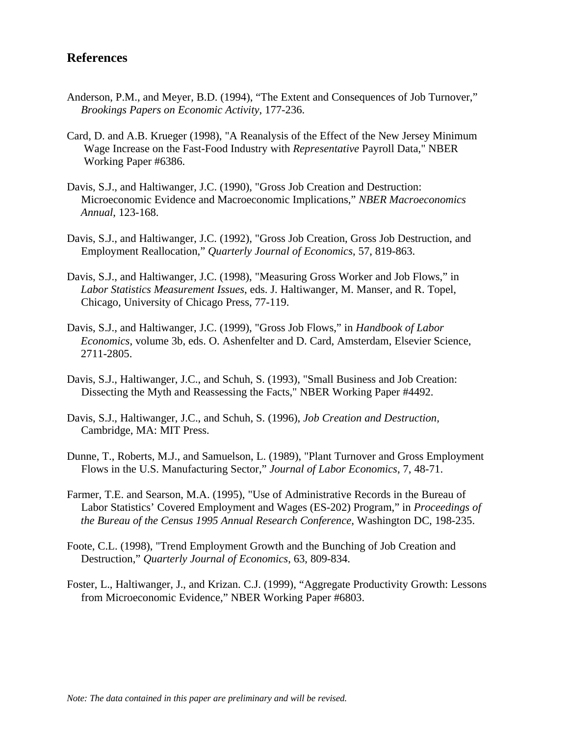## References

Anderson, P.M., and Meyer, B.D. (1994), "The Extent and Consequences of Job Turnover," *Brookings Papers on Economic Activity*, 177-236.

Card, D. and A.B. Krueger (1998), "A Reanalysis of the Effect of the New Jersey Minimum Wage Increase on the Fast-Food Industry with *Representative* Payroll Data," NBER Working Paper #6386.

Davis, S.J., and Haltiwanger, J.C. (1990), "Gross Job Creation and Destruction: Microeconomic Evidence and Macroeconomic Implications," *NBER Macroeconomics Annual*, 123-168.

Davis, S.J., and Haltiwanger, J.C. (1992), "Gross Job Creation, Gross Job Destruction, and Employment Reallocation," *Quarterly Journal of Economics*, 57, 819-863.

Davis, S.J., and Haltiwanger, J.C. (1998), "Measuring Gross Worker and Job Flows," in *Labor Statistics Measurement Issues*, eds. J. Haltiwanger, M. Manser, and R. Topel, Chicago, University of Chicago Press, 77-119.

Davis, S.J., and Haltiwanger, J.C. (1999), "Gross Job Flows," in *Handbook of Labor Economics*, volume 3b, eds. O. Ashenfelter and D. Card, Amsterdam, Elsevier Science, 2711-2805.

Davis, S.J., Haltiwanger, J.C., and Schuh, S. (1993), "Small Business and Job Creation: Dissecting the Myth and Reassessing the Facts," NBER Working Paper #4492.

Davis, S.J., Haltiwanger, J.C., and Schuh, S. (1996), *Job Creation and Destruction*, Cambridge, MA: MIT Press.

Dunne, T., Roberts, M.J., and Samuelson, L. (1989), "Plant Turnover and Gross Employment Flows in the U.S. Manufacturing Sector," *Journal of Labor Economics*, 7, 48-71.

Farmer, T.E. and Searson, M.A. (1995), "Use of Administrative Records in the Bureau of Labor Statistics' Covered Employment and Wages (ES-202) Program," in *Proceedings of the Bureau of the Census 1995 Annual Research Conference*, Washington DC, 198-235.

Foote, C.L. (1998), "Trend Employment Growth and the Bunching of Job Creation and Destruction," *Quarterly Journal of Economics*, 63, 809-834.

Foster, L., Haltiwanger, J., and Krizan. C.J. (1999), "Aggregate Productivity Growth: Lessons from Microeconomic Evidence," NBER Working Paper #6803.

*Note: The data contained in this paper are preliminary and will be revised.*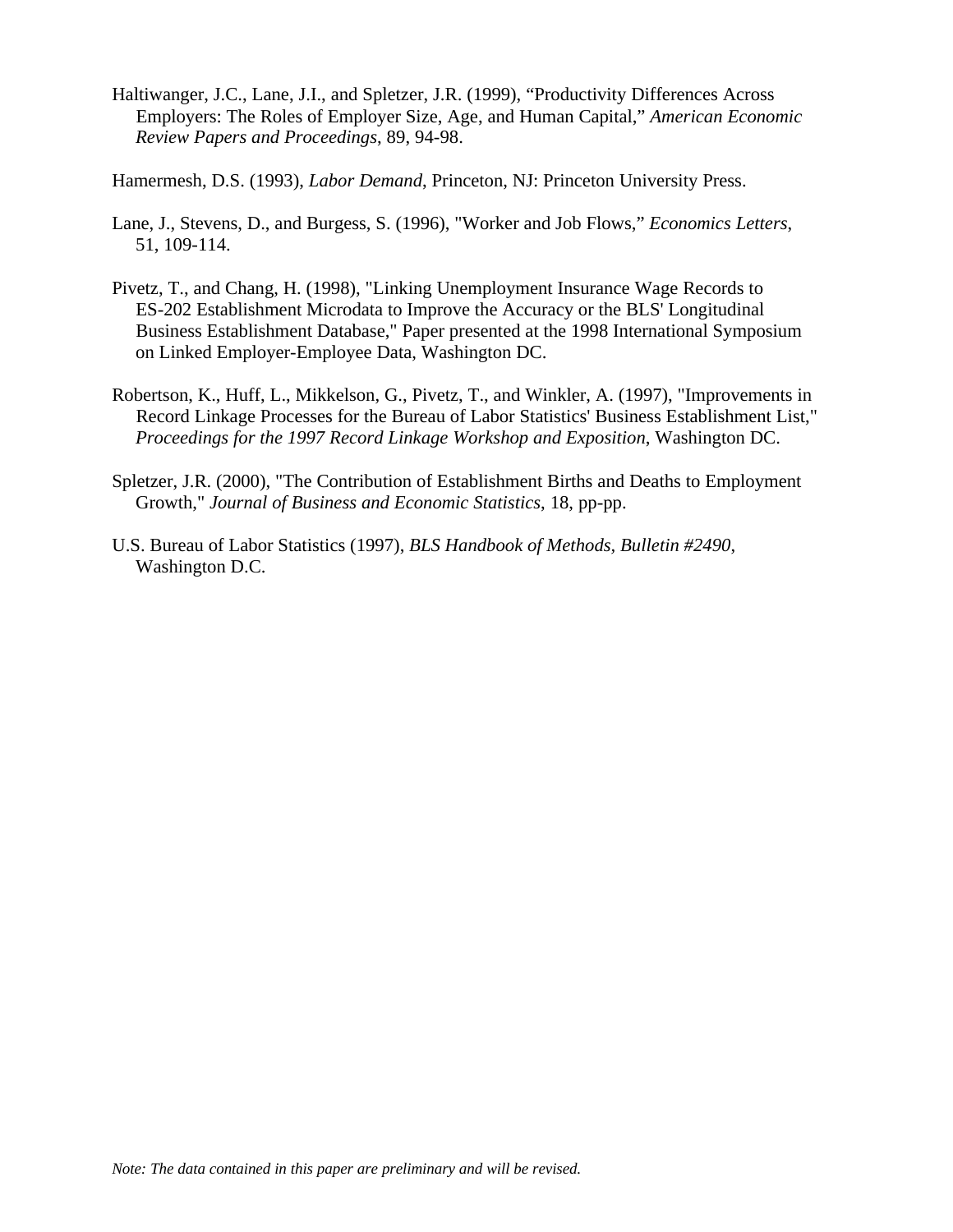Haltiwanger, J.C., Lane, J.I., and Spletzer, J.R. (1999), "Productivity Differences Across Employers: The Roles of Employer Size, Age, and Human Capital," *American Economic Review Papers and Proceedings*, 89, 94-98.

Hamermesh, D.S. (1993), *Labor Demand*, Princeton, NJ: Princeton University Press.

Lane, J., Stevens, D., and Burgess, S. (1996), "Worker and Job Flows," *Economics Letters*, 51, 109-114.

Pivetz, T., and Chang, H. (1998), "Linking Unemployment Insurance Wage Records to ES-202 Establishment Microdata to Improve the Accuracy or the BLS' Longitudinal Business Establishment Database," Paper presented at the 1998 International Symposium on Linked Employer-Employee Data, Washington DC.

Robertson, K., Huff, L., Mikkelson, G., Pivetz, T., and Winkler, A. (1997), "Improvements in Record Linkage Processes for the Bureau of Labor Statistics' Business Establishment List," *Proceedings for the 1997 Record Linkage Workshop and Exposition*, Washington DC.

Spletzer, J.R. (2000), "The Contribution of Establishment Births and Deaths to Employment Growth," *Journal of Business and Economic Statistics*, 18, pp-pp.

U.S. Bureau of Labor Statistics (1997), *BLS Handbook of Methods, Bulletin #2490*, Washington D.C.

*Note: The data contained in this paper are preliminary and will be revised.*